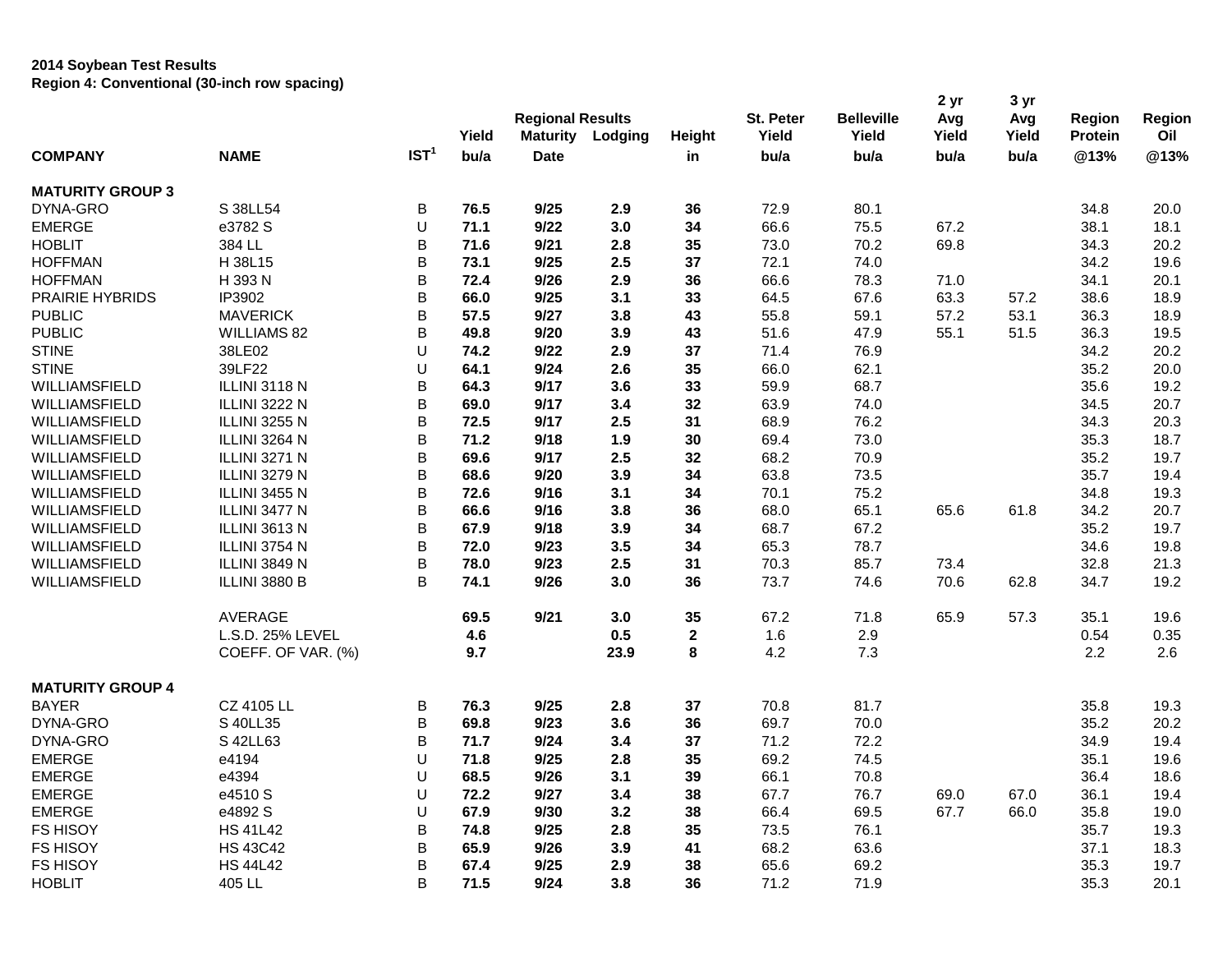**2014 Soybean Test Results**
**Region 4: Conventional (30-inch row spacing)**

| COMPANY | NAME | IST[1] | Yield bu/a | Regional Results Maturity Date | Lodging | Height in | St. Peter Yield bu/a | Belleville Yield bu/a | 2 yr Avg Yield bu/a | 3 yr Avg Yield bu/a | Region Protein @13% | Region Oil @13% |
|---|---|---|---|---|---|---|---|---|---|---|---|---|
| **MATURITY GROUP 3** | | | | | | | | | | | | |
| DYNA-GRO | S 38LL54 | B | **76.5** | **9/25** | **2.9** | **36** | 72.9 | 80.1 | | | 34.8 | 20.0 |
| EMERGE | e3782 S | U | **71.1** | **9/22** | **3.0** | **34** | 66.6 | 75.5 | 67.2 | | 38.1 | 18.1 |
| HOBLIT | 384 LL | B | **71.6** | **9/21** | **2.8** | **35** | 73.0 | 70.2 | 69.8 | | 34.3 | 20.2 |
| HOFFMAN | H 38L15 | B | **73.1** | **9/25** | **2.5** | **37** | 72.1 | 74.0 | | | 34.2 | 19.6 |
| HOFFMAN | H 393 N | B | **72.4** | **9/26** | **2.9** | **36** | 66.6 | 78.3 | 71.0 | | 34.1 | 20.1 |
| PRAIRIE HYBRIDS | IP3902 | B | **66.0** | **9/25** | **3.1** | **33** | 64.5 | 67.6 | 63.3 | 57.2 | 38.6 | 18.9 |
| PUBLIC | MAVERICK | B | **57.5** | **9/27** | **3.8** | **43** | 55.8 | 59.1 | 57.2 | 53.1 | 36.3 | 18.9 |
| PUBLIC | WILLIAMS 82 | B | **49.8** | **9/20** | **3.9** | **43** | 51.6 | 47.9 | 55.1 | 51.5 | 36.3 | 19.5 |
| STINE | 38LE02 | U | **74.2** | **9/22** | **2.9** | **37** | 71.4 | 76.9 | | | 34.2 | 20.2 |
| STINE | 39LF22 | U | **64.1** | **9/24** | **2.6** | **35** | 66.0 | 62.1 | | | 35.2 | 20.0 |
| WILLIAMSFIELD | ILLINI 3118 N | B | **64.3** | **9/17** | **3.6** | **33** | 59.9 | 68.7 | | | 35.6 | 19.2 |
| WILLIAMSFIELD | ILLINI 3222 N | B | **69.0** | **9/17** | **3.4** | **32** | 63.9 | 74.0 | | | 34.5 | 20.7 |
| WILLIAMSFIELD | ILLINI 3255 N | B | **72.5** | **9/17** | **2.5** | **31** | 68.9 | 76.2 | | | 34.3 | 20.3 |
| WILLIAMSFIELD | ILLINI 3264 N | B | **71.2** | **9/18** | **1.9** | **30** | 69.4 | 73.0 | | | 35.3 | 18.7 |
| WILLIAMSFIELD | ILLINI 3271 N | B | **69.6** | **9/17** | **2.5** | **32** | 68.2 | 70.9 | | | 35.2 | 19.7 |
| WILLIAMSFIELD | ILLINI 3279 N | B | **68.6** | **9/20** | **3.9** | **34** | 63.8 | 73.5 | | | 35.7 | 19.4 |
| WILLIAMSFIELD | ILLINI 3455 N | B | **72.6** | **9/16** | **3.1** | **34** | 70.1 | 75.2 | | | 34.8 | 19.3 |
| WILLIAMSFIELD | ILLINI 3477 N | B | **66.6** | **9/16** | **3.8** | **36** | 68.0 | 65.1 | 65.6 | 61.8 | 34.2 | 20.7 |
| WILLIAMSFIELD | ILLINI 3613 N | B | **67.9** | **9/18** | **3.9** | **34** | 68.7 | 67.2 | | | 35.2 | 19.7 |
| WILLIAMSFIELD | ILLINI 3754 N | B | **72.0** | **9/23** | **3.5** | **34** | 65.3 | 78.7 | | | 34.6 | 19.8 |
| WILLIAMSFIELD | ILLINI 3849 N | B | **78.0** | **9/23** | **2.5** | **31** | 70.3 | 85.7 | 73.4 | | 32.8 | 21.3 |
| WILLIAMSFIELD | ILLINI 3880 B | B | **74.1** | **9/26** | **3.0** | **36** | 73.7 | 74.6 | 70.6 | 62.8 | 34.7 | 19.2 |
| | AVERAGE | | **69.5** | **9/21** | **3.0** | **35** | 67.2 | 71.8 | 65.9 | 57.3 | 35.1 | 19.6 |
| | L.S.D. 25% LEVEL | | **4.6** | | **0.5** | **2** | 1.6 | 2.9 | | | 0.54 | 0.35 |
| | COEFF. OF VAR. (%) | | **9.7** | | **23.9** | **8** | 4.2 | 7.3 | | | 2.2 | 2.6 |
| **MATURITY GROUP 4** | | | | | | | | | | | | |
| BAYER | CZ 4105 LL | B | **76.3** | **9/25** | **2.8** | **37** | 70.8 | 81.7 | | | 35.8 | 19.3 |
| DYNA-GRO | S 40LL35 | B | **69.8** | **9/23** | **3.6** | **36** | 69.7 | 70.0 | | | 35.2 | 20.2 |
| DYNA-GRO | S 42LL63 | B | **71.7** | **9/24** | **3.4** | **37** | 71.2 | 72.2 | | | 34.9 | 19.4 |
| EMERGE | e4194 | U | **71.8** | **9/25** | **2.8** | **35** | 69.2 | 74.5 | | | 35.1 | 19.6 |
| EMERGE | e4394 | U | **68.5** | **9/26** | **3.1** | **39** | 66.1 | 70.8 | | | 36.4 | 18.6 |
| EMERGE | e4510 S | U | **72.2** | **9/27** | **3.4** | **38** | 67.7 | 76.7 | 69.0 | 67.0 | 36.1 | 19.4 |
| EMERGE | e4892 S | U | **67.9** | **9/30** | **3.2** | **38** | 66.4 | 69.5 | 67.7 | 66.0 | 35.8 | 19.0 |
| FS HISOY | HS 41L42 | B | **74.8** | **9/25** | **2.8** | **35** | 73.5 | 76.1 | | | 35.7 | 19.3 |
| FS HISOY | HS 43C42 | B | **65.9** | **9/26** | **3.9** | **41** | 68.2 | 63.6 | | | 37.1 | 18.3 |
| FS HISOY | HS 44L42 | B | **67.4** | **9/25** | **2.9** | **38** | 65.6 | 69.2 | | | 35.3 | 19.7 |
| HOBLIT | 405 LL | B | **71.5** | **9/24** | **3.8** | **36** | 71.2 | 71.9 | | | 35.3 | 20.1 |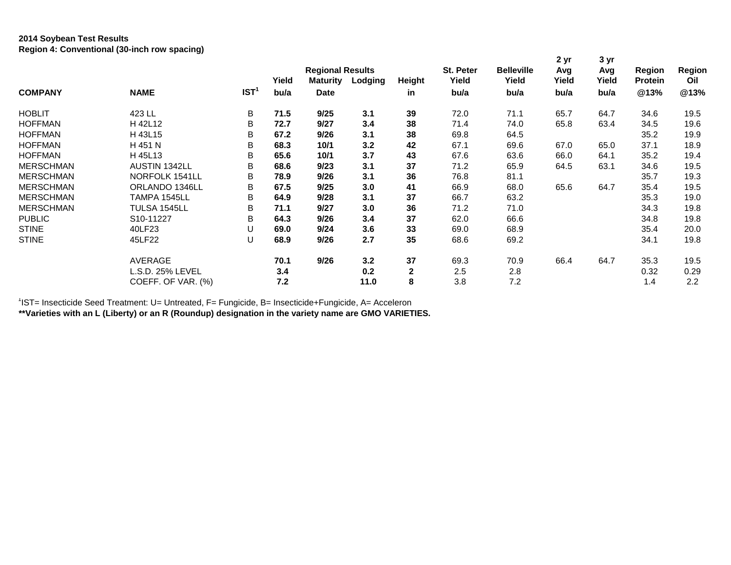**2014 Soybean Test Results**
**Region 4: Conventional (30-inch row spacing)**

| | | | Regional Results | | | | | | | 2 yr | 3 yr | | |
|---|---|---|---|---|---|---|---|---|---|---|---|---|---|
| | | | Yield | Maturity | Lodging | Height | St. Peter Yield | Belleville Yield | Avg Yield | Avg Yield | Region Protein | Region Oil |
| **COMPANY** | **NAME** | **IST[1]** | **bu/a** | **Date** | | **in** | **bu/a** | **bu/a** | **bu/a** | **bu/a** | **@13%** | **@13%** |
| HOBLIT | 423 LL | B | **71.5** | **9/25** | **3.1** | **39** | 72.0 | 71.1 | 65.7 | 64.7 | 34.6 | 19.5 |
| HOFFMAN | H 42L12 | B | **72.7** | **9/27** | **3.4** | **38** | 71.4 | 74.0 | 65.8 | 63.4 | 34.5 | 19.6 |
| HOFFMAN | H 43L15 | B | **67.2** | **9/26** | **3.1** | **38** | 69.8 | 64.5 | | | 35.2 | 19.9 |
| HOFFMAN | H 451 N | B | **68.3** | **10/1** | **3.2** | **42** | 67.1 | 69.6 | 67.0 | 65.0 | 37.1 | 18.9 |
| HOFFMAN | H 45L13 | B | **65.6** | **10/1** | **3.7** | **43** | 67.6 | 63.6 | 66.0 | 64.1 | 35.2 | 19.4 |
| MERSCHMAN | AUSTIN 1342LL | B | **68.6** | **9/23** | **3.1** | **37** | 71.2 | 65.9 | 64.5 | 63.1 | 34.6 | 19.5 |
| MERSCHMAN | NORFOLK 1541LL | B | **78.9** | **9/26** | **3.1** | **36** | 76.8 | 81.1 | | | 35.7 | 19.3 |
| MERSCHMAN | ORLANDO 1346LL | B | **67.5** | **9/25** | **3.0** | **41** | 66.9 | 68.0 | 65.6 | 64.7 | 35.4 | 19.5 |
| MERSCHMAN | TAMPA 1545LL | B | **64.9** | **9/28** | **3.1** | **37** | 66.7 | 63.2 | | | 35.3 | 19.0 |
| MERSCHMAN | TULSA 1545LL | B | **71.1** | **9/27** | **3.0** | **36** | 71.2 | 71.0 | | | 34.3 | 19.8 |
| PUBLIC | S10-11227 | B | **64.3** | **9/26** | **3.4** | **37** | 62.0 | 66.6 | | | 34.8 | 19.8 |
| STINE | 40LF23 | U | **69.0** | **9/24** | **3.6** | **33** | 69.0 | 68.9 | | | 35.4 | 20.0 |
| STINE | 45LF22 | U | **68.9** | **9/26** | **2.7** | **35** | 68.6 | 69.2 | | | 34.1 | 19.8 |
| | AVERAGE | | **70.1** | **9/26** | **3.2** | **37** | 69.3 | 70.9 | 66.4 | 64.7 | 35.3 | 19.5 |
| | L.S.D. 25% LEVEL | | **3.4** | | **0.2** | **2** | 2.5 | 2.8 | | | 0.32 | 0.29 |
| | COEFF. OF VAR. (%) | | **7.2** | | **11.0** | **8** | 3.8 | 7.2 | | | 1.4 | 2.2 |

[1]IST= Insecticide Seed Treatment: U= Untreated, F= Fungicide, B= Insecticide+Fungicide, A= Acceleron

**\*\*Varieties with an L (Liberty) or an R (Roundup) designation in the variety name are GMO VARIETIES.**